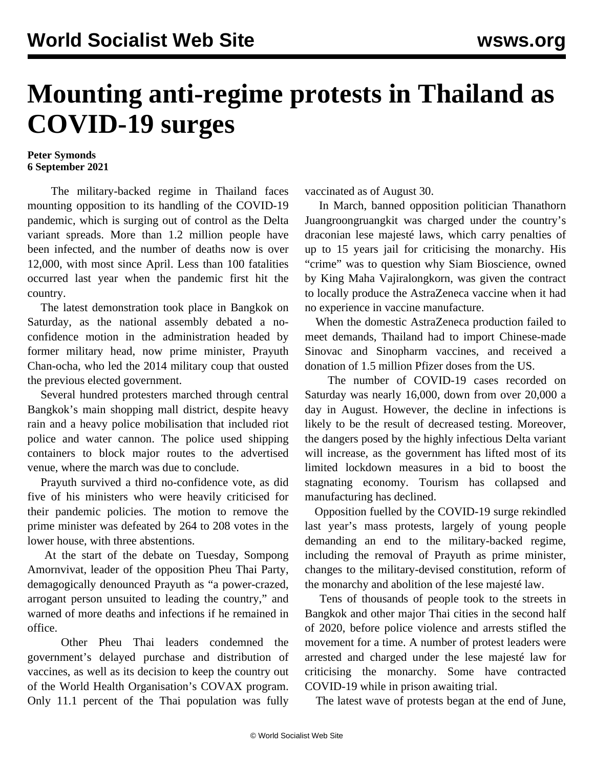# Mounting anti-regime protests in Thailand as COVID-19 surges

**Peter Symonds**
**6 September 2021**

The military-backed regime in Thailand faces mounting opposition to its handling of the COVID-19 pandemic, which is surging out of control as the Delta variant spreads. More than 1.2 million people have been infected, and the number of deaths now is over 12,000, with most since April. Less than 100 fatalities occurred last year when the pandemic first hit the country.

The latest demonstration took place in Bangkok on Saturday, as the national assembly debated a no-confidence motion in the administration headed by former military head, now prime minister, Prayuth Chan-ocha, who led the 2014 military coup that ousted the previous elected government.

Several hundred protesters marched through central Bangkok's main shopping mall district, despite heavy rain and a heavy police mobilisation that included riot police and water cannon. The police used shipping containers to block major routes to the advertised venue, where the march was due to conclude.

Prayuth survived a third no-confidence vote, as did five of his ministers who were heavily criticised for their pandemic policies. The motion to remove the prime minister was defeated by 264 to 208 votes in the lower house, with three abstentions.

At the start of the debate on Tuesday, Sompong Amornvivat, leader of the opposition Pheu Thai Party, demagogically denounced Prayuth as "a power-crazed, arrogant person unsuited to leading the country," and warned of more deaths and infections if he remained in office.

Other Pheu Thai leaders condemned the government's delayed purchase and distribution of vaccines, as well as its decision to keep the country out of the World Health Organisation's COVAX program. Only 11.1 percent of the Thai population was fully vaccinated as of August 30.

In March, banned opposition politician Thanathorn Juangroongruangkit was charged under the country's draconian lese majesté laws, which carry penalties of up to 15 years jail for criticising the monarchy. His "crime" was to question why Siam Bioscience, owned by King Maha Vajiralongkorn, was given the contract to locally produce the AstraZeneca vaccine when it had no experience in vaccine manufacture.

When the domestic AstraZeneca production failed to meet demands, Thailand had to import Chinese-made Sinovac and Sinopharm vaccines, and received a donation of 1.5 million Pfizer doses from the US.

The number of COVID-19 cases recorded on Saturday was nearly 16,000, down from over 20,000 a day in August. However, the decline in infections is likely to be the result of decreased testing. Moreover, the dangers posed by the highly infectious Delta variant will increase, as the government has lifted most of its limited lockdown measures in a bid to boost the stagnating economy. Tourism has collapsed and manufacturing has declined.

Opposition fuelled by the COVID-19 surge rekindled last year's mass protests, largely of young people demanding an end to the military-backed regime, including the removal of Prayuth as prime minister, changes to the military-devised constitution, reform of the monarchy and abolition of the lese majesté law.

Tens of thousands of people took to the streets in Bangkok and other major Thai cities in the second half of 2020, before police violence and arrests stifled the movement for a time. A number of protest leaders were arrested and charged under the lese majesté law for criticising the monarchy. Some have contracted COVID-19 while in prison awaiting trial.

The latest wave of protests began at the end of June,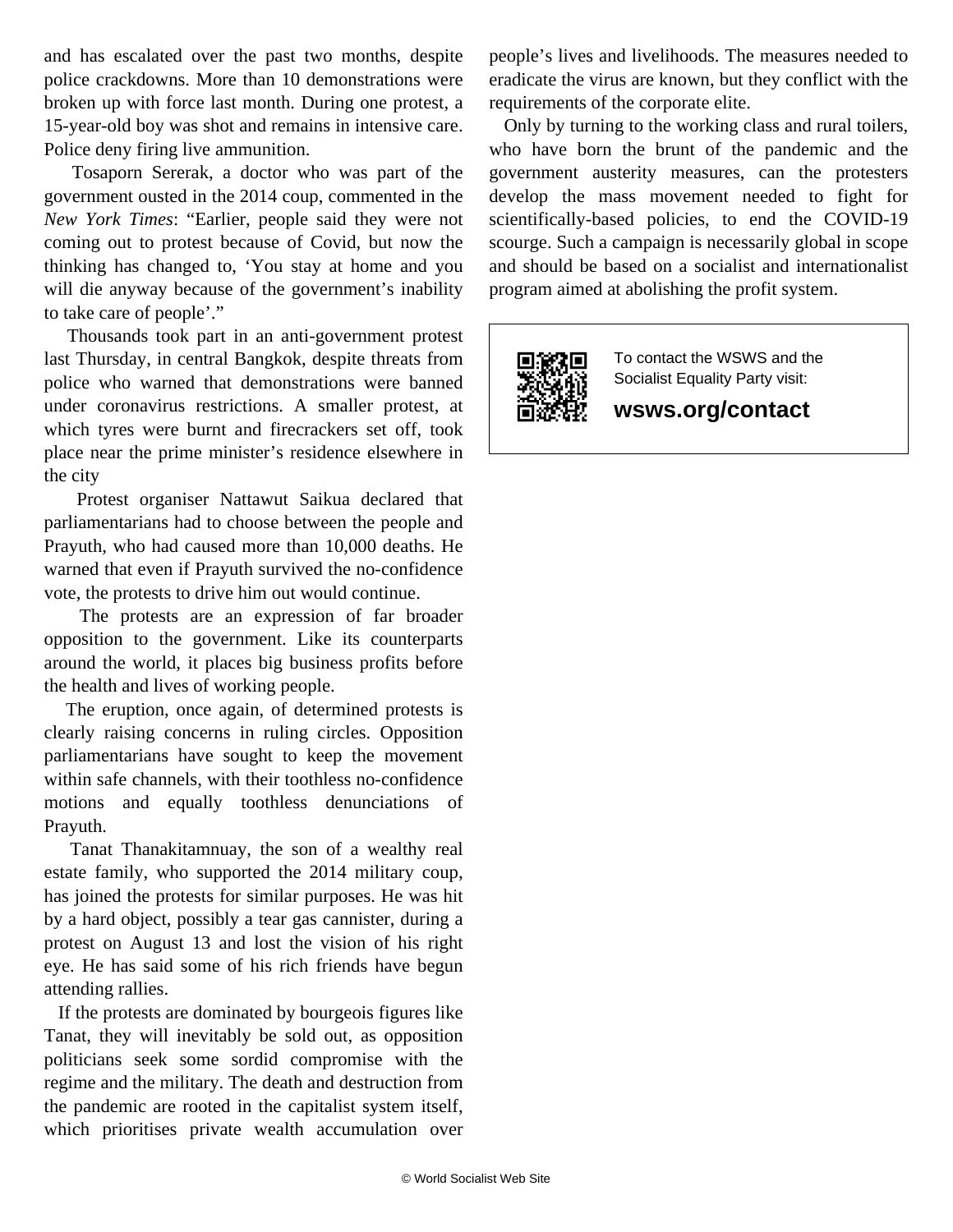and has escalated over the past two months, despite police crackdowns. More than 10 demonstrations were broken up with force last month. During one protest, a 15-year-old boy was shot and remains in intensive care. Police deny firing live ammunition.

Tosaporn Sererak, a doctor who was part of the government ousted in the 2014 coup, commented in the *New York Times*: "Earlier, people said they were not coming out to protest because of Covid, but now the thinking has changed to, 'You stay at home and you will die anyway because of the government's inability to take care of people'."

Thousands took part in an anti-government protest last Thursday, in central Bangkok, despite threats from police who warned that demonstrations were banned under coronavirus restrictions. A smaller protest, at which tyres were burnt and firecrackers set off, took place near the prime minister's residence elsewhere in the city

Protest organiser Nattawut Saikua declared that parliamentarians had to choose between the people and Prayuth, who had caused more than 10,000 deaths. He warned that even if Prayuth survived the no-confidence vote, the protests to drive him out would continue.

The protests are an expression of far broader opposition to the government. Like its counterparts around the world, it places big business profits before the health and lives of working people.

The eruption, once again, of determined protests is clearly raising concerns in ruling circles. Opposition parliamentarians have sought to keep the movement within safe channels, with their toothless no-confidence motions and equally toothless denunciations of Prayuth.

Tanat Thanakitamnuay, the son of a wealthy real estate family, who supported the 2014 military coup, has joined the protests for similar purposes. He was hit by a hard object, possibly a tear gas cannister, during a protest on August 13 and lost the vision of his right eye. He has said some of his rich friends have begun attending rallies.

If the protests are dominated by bourgeois figures like Tanat, they will inevitably be sold out, as opposition politicians seek some sordid compromise with the regime and the military. The death and destruction from the pandemic are rooted in the capitalist system itself, which prioritises private wealth accumulation over people's lives and livelihoods. The measures needed to eradicate the virus are known, but they conflict with the requirements of the corporate elite.

Only by turning to the working class and rural toilers, who have born the brunt of the pandemic and the government austerity measures, can the protesters develop the mass movement needed to fight for scientifically-based policies, to end the COVID-19 scourge. Such a campaign is necessarily global in scope and should be based on a socialist and internationalist program aimed at abolishing the profit system.

To contact the WSWS and the Socialist Equality Party visit:

**wsws.org/contact**